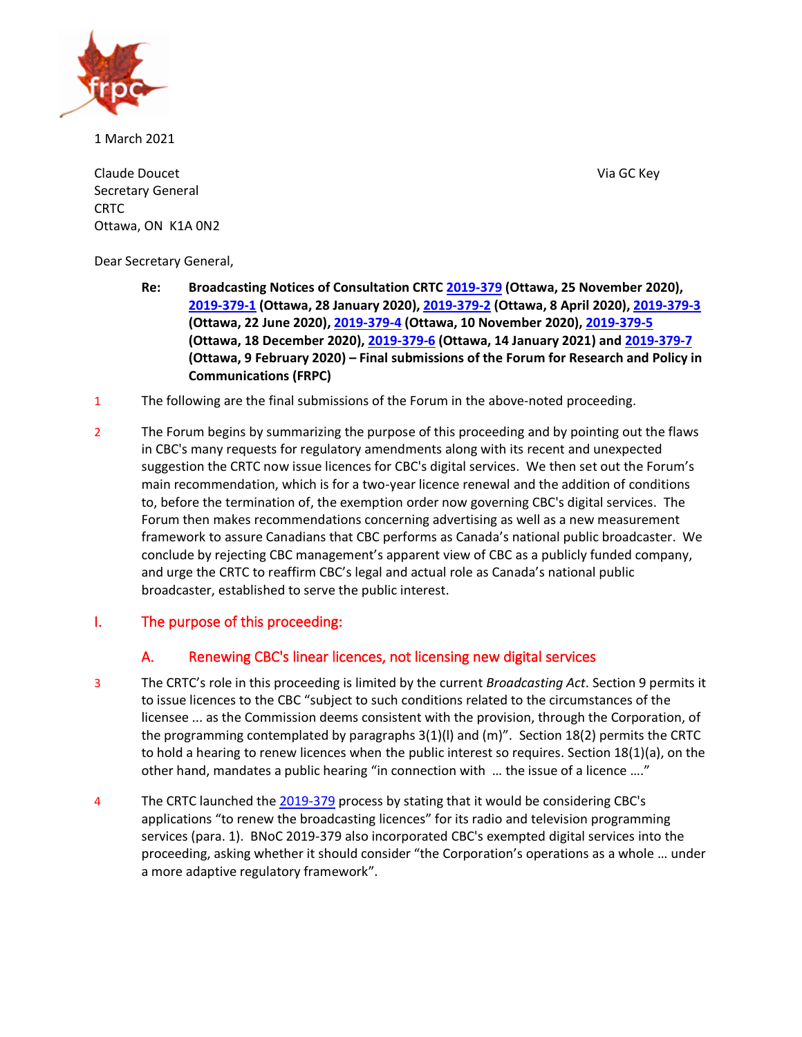1 March 2021

Claude Doucet
Secretary General
CRTC
Ottawa, ON K1A 0N2

Via GC Key

Dear Secretary General,

**Re: Broadcasting Notices of Consultation CRTC 2019-379 (Ottawa, 25 November 2020), 2019-379-1 (Ottawa, 28 January 2020), 2019-379-2 (Ottawa, 8 April 2020), 2019-379-3 (Ottawa, 22 June 2020), 2019-379-4 (Ottawa, 10 November 2020), 2019-379-5 (Ottawa, 18 December 2020), 2019-379-6 (Ottawa, 14 January 2021) and 2019-379-7 (Ottawa, 9 February 2020) – Final submissions of the Forum for Research and Policy in Communications (FRPC)**

1 The following are the final submissions of the Forum in the above-noted proceeding.

2 The Forum begins by summarizing the purpose of this proceeding and by pointing out the flaws in CBC's many requests for regulatory amendments along with its recent and unexpected suggestion the CRTC now issue licences for CBC's digital services. We then set out the Forum's main recommendation, which is for a two-year licence renewal and the addition of conditions to, before the termination of, the exemption order now governing CBC's digital services. The Forum then makes recommendations concerning advertising as well as a new measurement framework to assure Canadians that CBC performs as Canada's national public broadcaster. We conclude by rejecting CBC management's apparent view of CBC as a publicly funded company, and urge the CRTC to reaffirm CBC's legal and actual role as Canada's national public broadcaster, established to serve the public interest.

## I. The purpose of this proceeding:

### A. Renewing CBC's linear licences, not licensing new digital services

3 The CRTC's role in this proceeding is limited by the current *Broadcasting Act*. Section 9 permits it to issue licences to the CBC "subject to such conditions related to the circumstances of the licensee ... as the Commission deems consistent with the provision, through the Corporation, of the programming contemplated by paragraphs 3(1)(l) and (m)". Section 18(2) permits the CRTC to hold a hearing to renew licences when the public interest so requires. Section 18(1)(a), on the other hand, mandates a public hearing "in connection with … the issue of a licence …."

4 The CRTC launched the 2019-379 process by stating that it would be considering CBC's applications "to renew the broadcasting licences" for its radio and television programming services (para. 1). BNoC 2019-379 also incorporated CBC's exempted digital services into the proceeding, asking whether it should consider "the Corporation's operations as a whole … under a more adaptive regulatory framework".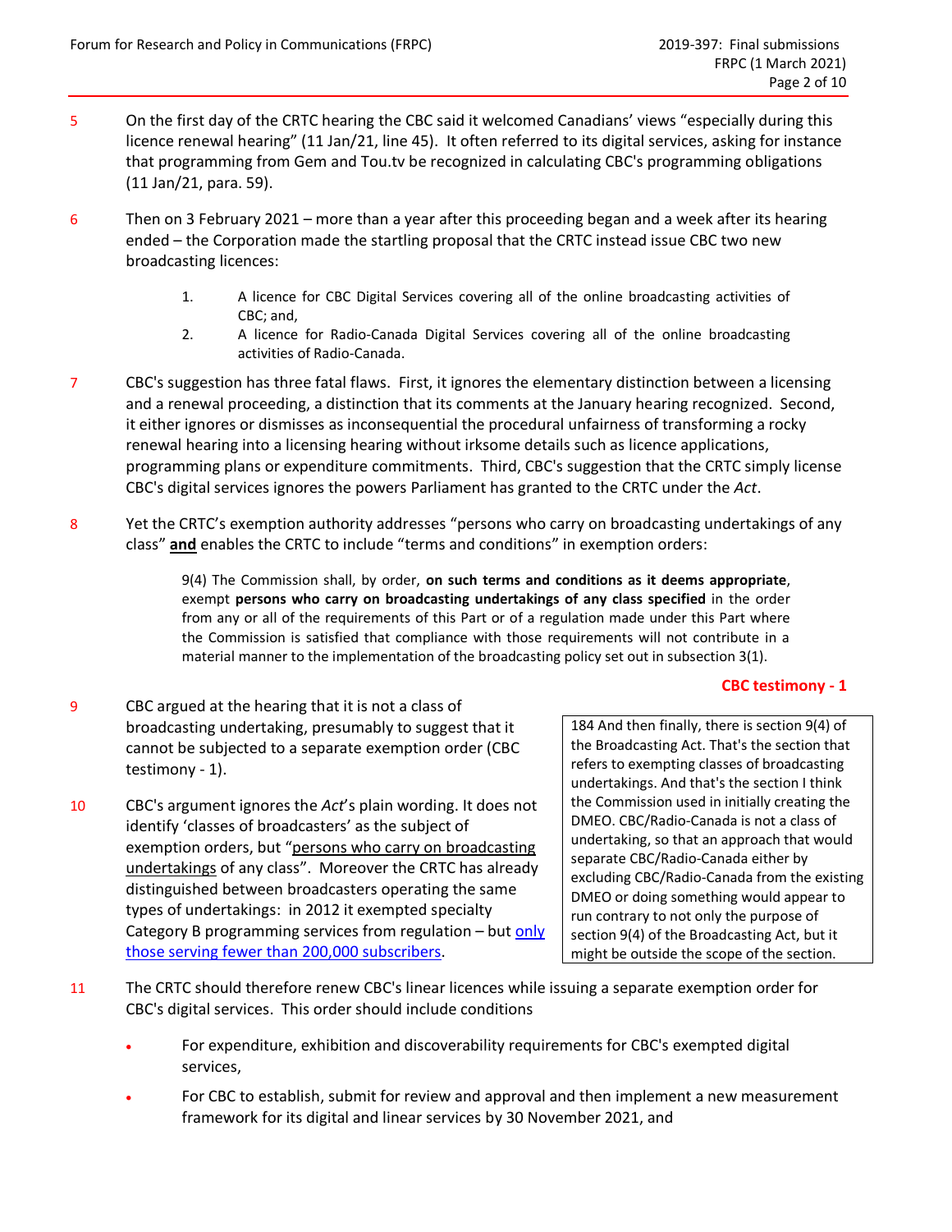5 On the first day of the CRTC hearing the CBC said it welcomed Canadians' views "especially during this licence renewal hearing" (11 Jan/21, line 45). It often referred to its digital services, asking for instance that programming from Gem and Tou.tv be recognized in calculating CBC's programming obligations (11 Jan/21, para. 59).

6 Then on 3 February 2021 – more than a year after this proceeding began and a week after its hearing ended – the Corporation made the startling proposal that the CRTC instead issue CBC two new broadcasting licences:

> 1. A licence for CBC Digital Services covering all of the online broadcasting activities of CBC; and,
> 2. A licence for Radio-Canada Digital Services covering all of the online broadcasting activities of Radio-Canada.

7 CBC's suggestion has three fatal flaws. First, it ignores the elementary distinction between a licensing and a renewal proceeding, a distinction that its comments at the January hearing recognized. Second, it either ignores or dismisses as inconsequential the procedural unfairness of transforming a rocky renewal hearing into a licensing hearing without irksome details such as licence applications, programming plans or expenditure commitments. Third, CBC's suggestion that the CRTC simply license CBC's digital services ignores the powers Parliament has granted to the CRTC under the *Act*.

8 Yet the CRTC's exemption authority addresses "persons who carry on broadcasting undertakings of any class" **and** enables the CRTC to include "terms and conditions" in exemption orders:

> 9(4) The Commission shall, by order, **on such terms and conditions as it deems appropriate**, exempt **persons who carry on broadcasting undertakings of any class specified** in the order from any or all of the requirements of this Part or of a regulation made under this Part where the Commission is satisfied that compliance with those requirements will not contribute in a material manner to the implementation of the broadcasting policy set out in subsection 3(1).

9 CBC argued at the hearing that it is not a class of broadcasting undertaking, presumably to suggest that it cannot be subjected to a separate exemption order (CBC testimony - 1).

10 CBC's argument ignores the *Act*'s plain wording. It does not identify 'classes of broadcasters' as the subject of exemption orders, but "persons who carry on broadcasting undertakings of any class". Moreover the CRTC has already distinguished between broadcasters operating the same types of undertakings: in 2012 it exempted specialty Category B programming services from regulation – but only those serving fewer than 200,000 subscribers.

**CBC testimony - 1**

> 184 And then finally, there is section 9(4) of the Broadcasting Act. That's the section that refers to exempting classes of broadcasting undertakings. And that's the section I think the Commission used in initially creating the DMEO. CBC/Radio-Canada is not a class of undertaking, so that an approach that would separate CBC/Radio-Canada either by excluding CBC/Radio-Canada from the existing DMEO or doing something would appear to run contrary to not only the purpose of section 9(4) of the Broadcasting Act, but it might be outside the scope of the section.

11 The CRTC should therefore renew CBC's linear licences while issuing a separate exemption order for CBC's digital services. This order should include conditions

- For expenditure, exhibition and discoverability requirements for CBC's exempted digital services,
- For CBC to establish, submit for review and approval and then implement a new measurement framework for its digital and linear services by 30 November 2021, and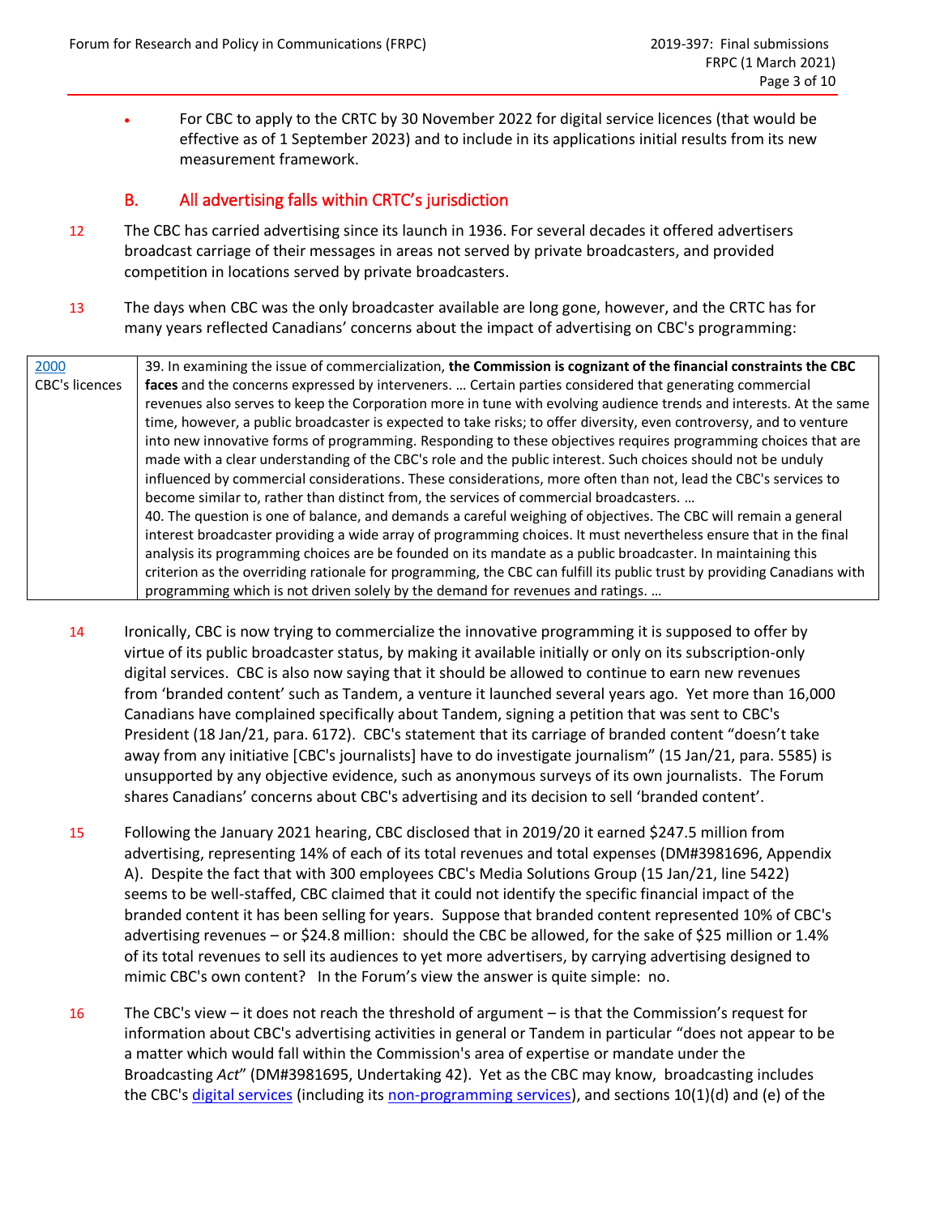- For CBC to apply to the CRTC by 30 November 2022 for digital service licences (that would be effective as of 1 September 2023) and to include in its applications initial results from its new measurement framework.

## B. All advertising falls within CRTC's jurisdiction

12 The CBC has carried advertising since its launch in 1936. For several decades it offered advertisers broadcast carriage of their messages in areas not served by private broadcasters, and provided competition in locations served by private broadcasters.

13 The days when CBC was the only broadcaster available are long gone, however, and the CRTC has for many years reflected Canadians' concerns about the impact of advertising on CBC's programming:

| 2000 CBC's licences | 39. In examining the issue of commercialization, **the Commission is cognizant of the financial constraints the CBC faces** and the concerns expressed by interveners. … Certain parties considered that generating commercial revenues also serves to keep the Corporation more in tune with evolving audience trends and interests. At the same time, however, a public broadcaster is expected to take risks; to offer diversity, even controversy, and to venture into new innovative forms of programming. Responding to these objectives requires programming choices that are made with a clear understanding of the CBC's role and the public interest. Such choices should not be unduly influenced by commercial considerations. These considerations, more often than not, lead the CBC's services to become similar to, rather than distinct from, the services of commercial broadcasters. … <br> 40. The question is one of balance, and demands a careful weighing of objectives. The CBC will remain a general interest broadcaster providing a wide array of programming choices. It must nevertheless ensure that in the final analysis its programming choices are be founded on its mandate as a public broadcaster. In maintaining this criterion as the overriding rationale for programming, the CBC can fulfill its public trust by providing Canadians with programming which is not driven solely by the demand for revenues and ratings. … |
|---|---|

14 Ironically, CBC is now trying to commercialize the innovative programming it is supposed to offer by virtue of its public broadcaster status, by making it available initially or only on its subscription-only digital services. CBC is also now saying that it should be allowed to continue to earn new revenues from 'branded content' such as Tandem, a venture it launched several years ago. Yet more than 16,000 Canadians have complained specifically about Tandem, signing a petition that was sent to CBC's President (18 Jan/21, para. 6172). CBC's statement that its carriage of branded content "doesn't take away from any initiative [CBC's journalists] have to do investigate journalism" (15 Jan/21, para. 5585) is unsupported by any objective evidence, such as anonymous surveys of its own journalists. The Forum shares Canadians' concerns about CBC's advertising and its decision to sell 'branded content'.

15 Following the January 2021 hearing, CBC disclosed that in 2019/20 it earned $247.5 million from advertising, representing 14% of each of its total revenues and total expenses (DM#3981696, Appendix A). Despite the fact that with 300 employees CBC's Media Solutions Group (15 Jan/21, line 5422) seems to be well-staffed, CBC claimed that it could not identify the specific financial impact of the branded content it has been selling for years. Suppose that branded content represented 10% of CBC's advertising revenues – or $24.8 million: should the CBC be allowed, for the sake of $25 million or 1.4% of its total revenues to sell its audiences to yet more advertisers, by carrying advertising designed to mimic CBC's own content? In the Forum's view the answer is quite simple: no.

16 The CBC's view – it does not reach the threshold of argument – is that the Commission's request for information about CBC's advertising activities in general or Tandem in particular "does not appear to be a matter which would fall within the Commission's area of expertise or mandate under the Broadcasting *Act*" (DM#3981695, Undertaking 42). Yet as the CBC may know, broadcasting includes the CBC's digital services (including its non-programming services), and sections 10(1)(d) and (e) of the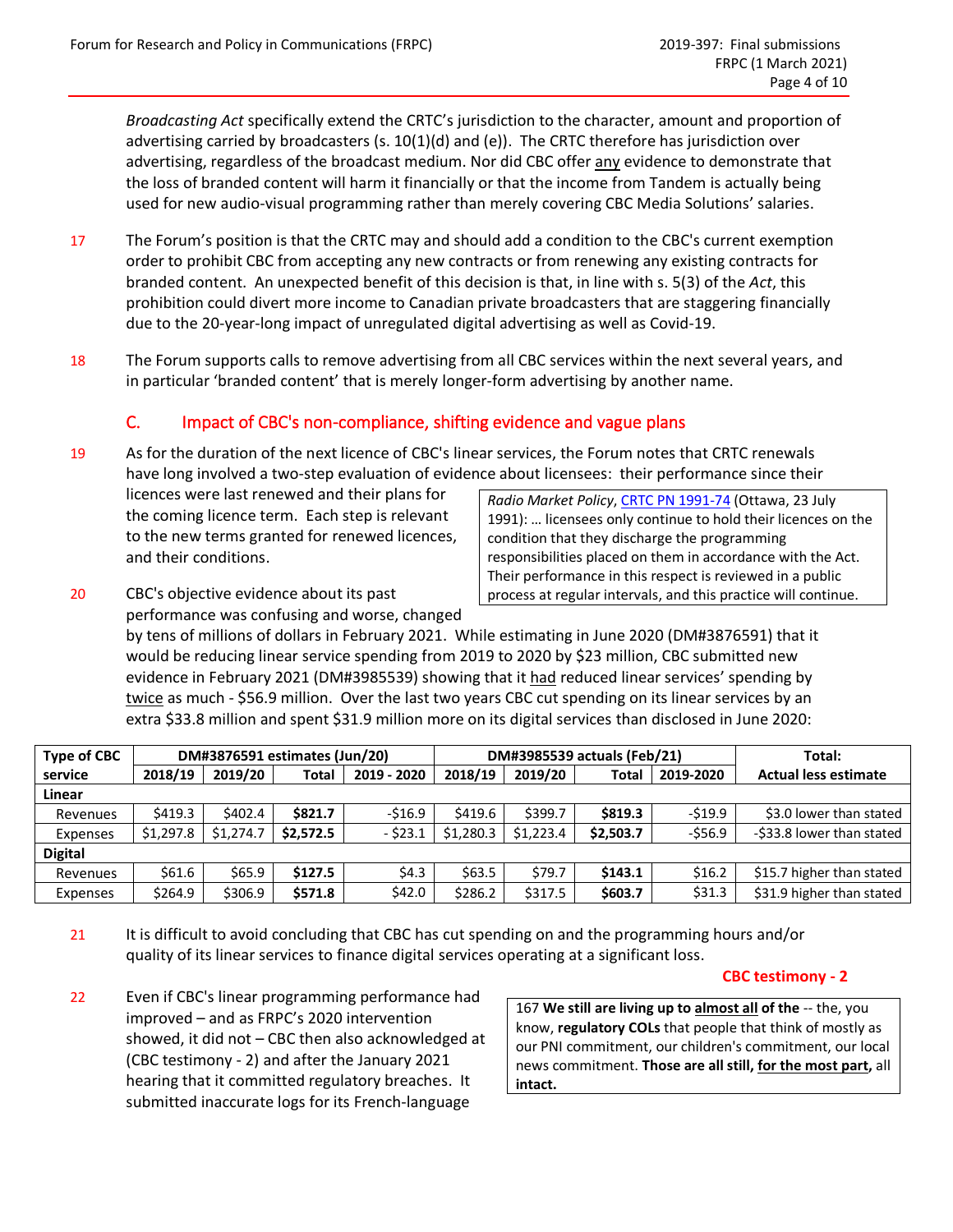*Broadcasting Act* specifically extend the CRTC's jurisdiction to the character, amount and proportion of advertising carried by broadcasters (s. 10(1)(d) and (e)). The CRTC therefore has jurisdiction over advertising, regardless of the broadcast medium. Nor did CBC offer any evidence to demonstrate that the loss of branded content will harm it financially or that the income from Tandem is actually being used for new audio-visual programming rather than merely covering CBC Media Solutions' salaries.

17 The Forum's position is that the CRTC may and should add a condition to the CBC's current exemption order to prohibit CBC from accepting any new contracts or from renewing any existing contracts for branded content. An unexpected benefit of this decision is that, in line with s. 5(3) of the *Act*, this prohibition could divert more income to Canadian private broadcasters that are staggering financially due to the 20-year-long impact of unregulated digital advertising as well as Covid-19.

18 The Forum supports calls to remove advertising from all CBC services within the next several years, and in particular 'branded content' that is merely longer-form advertising by another name.

## C. Impact of CBC's non-compliance, shifting evidence and vague plans

19 As for the duration of the next licence of CBC's linear services, the Forum notes that CRTC renewals have long involved a two-step evaluation of evidence about licensees: their performance since their licences were last renewed and their plans for the coming licence term. Each step is relevant to the new terms granted for renewed licences, and their conditions.

> *Radio Market Policy*, CRTC PN 1991-74 (Ottawa, 23 July 1991): … licensees only continue to hold their licences on the condition that they discharge the programming responsibilities placed on them in accordance with the Act. Their performance in this respect is reviewed in a public process at regular intervals, and this practice will continue.

20 CBC's objective evidence about its past performance was confusing and worse, changed by tens of millions of dollars in February 2021. While estimating in June 2020 (DM#3876591) that it would be reducing linear service spending from 2019 to 2020 by $23 million, CBC submitted new evidence in February 2021 (DM#3985539) showing that it had reduced linear services' spending by twice as much - $56.9 million. Over the last two years CBC cut spending on its linear services by an extra $33.8 million and spent $31.9 million more on its digital services than disclosed in June 2020:

| Type of CBC service | DM#3876591 estimates (Jun/20) | | | | DM#3985539 actuals (Feb/21) | | | | Total: |
|---|---|---|---|---|---|---|---|---|---|
| | 2018/19 | 2019/20 | Total | 2019 - 2020 | 2018/19 | 2019/20 | Total | 2019-2020 | Actual less estimate |
| **Linear** | | | | | | | | | |
| Revenues | $419.3 | $402.4 | **$821.7** | -$16.9 | $419.6 | $399.7 | **$819.3** | -$19.9 | $3.0 lower than stated |
| Expenses | $1,297.8 | $1,274.7 | **$2,572.5** | - $23.1 | $1,280.3 | $1,223.4 | **$2,503.7** | -$56.9 | -$33.8 lower than stated |
| **Digital** | | | | | | | | | |
| Revenues | $61.6 | $65.9 | **$127.5** | $4.3 | $63.5 | $79.7 | **$143.1** | $16.2 | $15.7 higher than stated |
| Expenses | $264.9 | $306.9 | **$571.8** | $42.0 | $286.2 | $317.5 | **$603.7** | $31.3 | $31.9 higher than stated |

21 It is difficult to avoid concluding that CBC has cut spending on and the programming hours and/or quality of its linear services to finance digital services operating at a significant loss.

22 Even if CBC's linear programming performance had improved – and as FRPC's 2020 intervention showed, it did not – CBC then also acknowledged at (CBC testimony - 2) and after the January 2021 hearing that it committed regulatory breaches. It submitted inaccurate logs for its French-language

**CBC testimony - 2**

> 167 **We still are living up to almost all of the** -- the, you know, **regulatory COLs** that people that think of mostly as our PNI commitment, our children's commitment, our local news commitment. **Those are all still, for the most part,** all **intact.**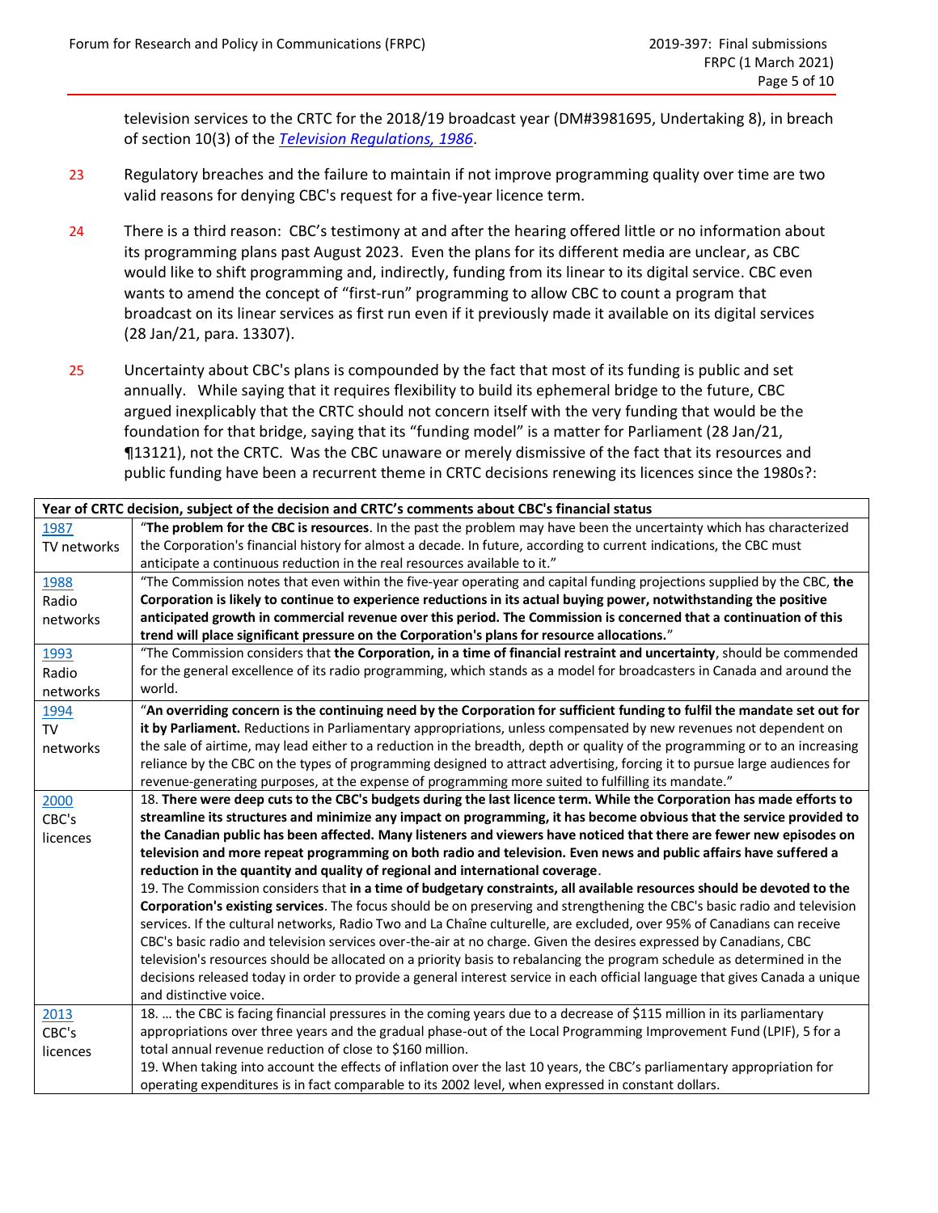television services to the CRTC for the 2018/19 broadcast year (DM#3981695, Undertaking 8), in breach of section 10(3) of the *Television Regulations, 1986*.

23 Regulatory breaches and the failure to maintain if not improve programming quality over time are two valid reasons for denying CBC's request for a five-year licence term.

24 There is a third reason: CBC's testimony at and after the hearing offered little or no information about its programming plans past August 2023. Even the plans for its different media are unclear, as CBC would like to shift programming and, indirectly, funding from its linear to its digital service. CBC even wants to amend the concept of "first-run" programming to allow CBC to count a program that broadcast on its linear services as first run even if it previously made it available on its digital services (28 Jan/21, para. 13307).

25 Uncertainty about CBC's plans is compounded by the fact that most of its funding is public and set annually. While saying that it requires flexibility to build its ephemeral bridge to the future, CBC argued inexplicably that the CRTC should not concern itself with the very funding that would be the foundation for that bridge, saying that its "funding model" is a matter for Parliament (28 Jan/21, ¶13121), not the CRTC. Was the CBC unaware or merely dismissive of the fact that its resources and public funding have been a recurrent theme in CRTC decisions renewing its licences since the 1980s?:

| **Year of CRTC decision, subject of the decision and CRTC's comments about CBC's financial status** | |
|---|---|
| 1987<br>TV networks | "**The problem for the CBC is resources**. In the past the problem may have been the uncertainty which has characterized the Corporation's financial history for almost a decade. In future, according to current indications, the CBC must anticipate a continuous reduction in the real resources available to it." |
| 1988<br>Radio networks | "The Commission notes that even within the five-year operating and capital funding projections supplied by the CBC, **the Corporation is likely to continue to experience reductions in its actual buying power, notwithstanding the positive anticipated growth in commercial revenue over this period. The Commission is concerned that a continuation of this trend will place significant pressure on the Corporation's plans for resource allocations.**" |
| 1993<br>Radio networks | "The Commission considers that **the Corporation, in a time of financial restraint and uncertainty**, should be commended for the general excellence of its radio programming, which stands as a model for broadcasters in Canada and around the world. |
| 1994<br>TV networks | "**An overriding concern is the continuing need by the Corporation for sufficient funding to fulfil the mandate set out for it by Parliament.** Reductions in Parliamentary appropriations, unless compensated by new revenues not dependent on the sale of airtime, may lead either to a reduction in the breadth, depth or quality of the programming or to an increasing reliance by the CBC on the types of programming designed to attract advertising, forcing it to pursue large audiences for revenue-generating purposes, at the expense of programming more suited to fulfilling its mandate." |
| 2000<br>CBC's licences | 18. **There were deep cuts to the CBC's budgets during the last licence term. While the Corporation has made efforts to streamline its structures and minimize any impact on programming, it has become obvious that the service provided to the Canadian public has been affected. Many listeners and viewers have noticed that there are fewer new episodes on television and more repeat programming on both radio and television. Even news and public affairs have suffered a reduction in the quantity and quality of regional and international coverage**.<br>19. The Commission considers that **in a time of budgetary constraints, all available resources should be devoted to the Corporation's existing services**. The focus should be on preserving and strengthening the CBC's basic radio and television services. If the cultural networks, Radio Two and La Chaîne culturelle, are excluded, over 95% of Canadians can receive CBC's basic radio and television services over-the-air at no charge. Given the desires expressed by Canadians, CBC television's resources should be allocated on a priority basis to rebalancing the program schedule as determined in the decisions released today in order to provide a general interest service in each official language that gives Canada a unique and distinctive voice. |
| 2013<br>CBC's licences | 18. … the CBC is facing financial pressures in the coming years due to a decrease of \$115 million in its parliamentary appropriations over three years and the gradual phase-out of the Local Programming Improvement Fund (LPIF), 5 for a total annual revenue reduction of close to \$160 million.<br>19. When taking into account the effects of inflation over the last 10 years, the CBC's parliamentary appropriation for operating expenditures is in fact comparable to its 2002 level, when expressed in constant dollars. |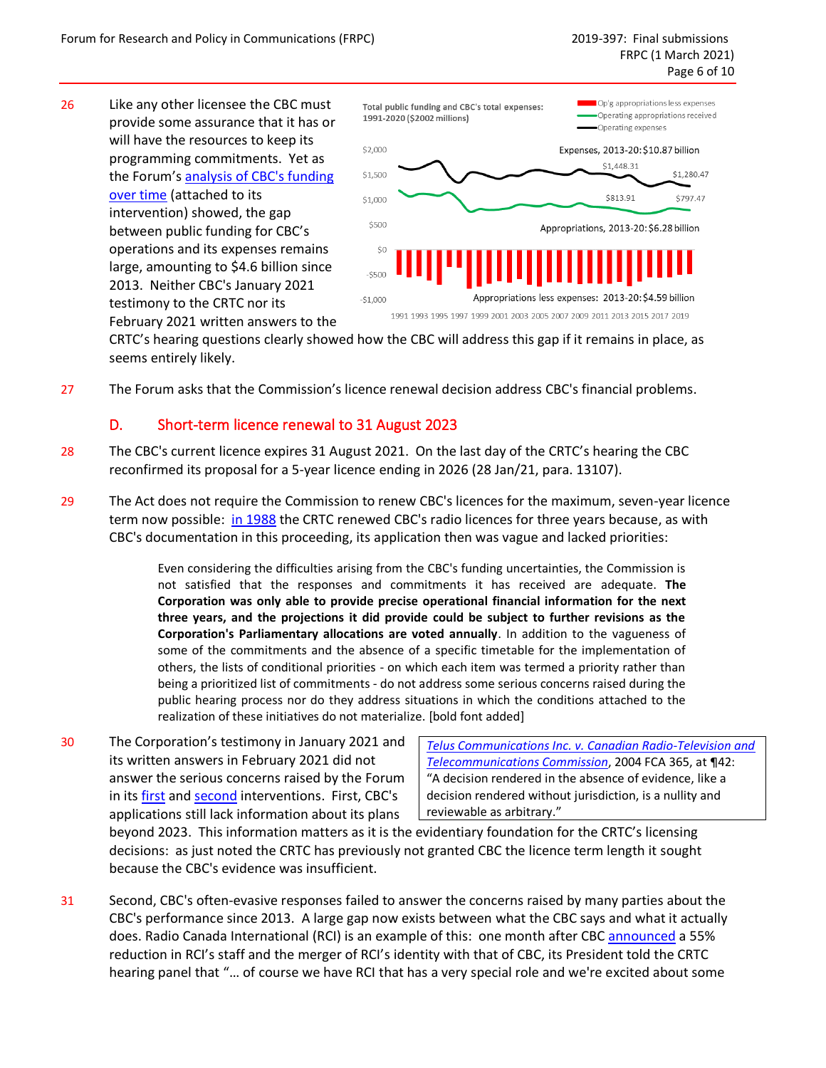26 Like any other licensee the CBC must provide some assurance that it has or will have the resources to keep its programming commitments. Yet as the Forum's analysis of CBC's funding over time (attached to its intervention) showed, the gap between public funding for CBC's operations and its expenses remains large, amounting to $4.6 billion since 2013. Neither CBC's January 2021 testimony to the CRTC nor its February 2021 written answers to the CRTC's hearing questions clearly showed how the CBC will address this gap if it remains in place, as seems entirely likely.

27 The Forum asks that the Commission's licence renewal decision address CBC's financial problems.

## D. Short-term licence renewal to 31 August 2023

28 The CBC's current licence expires 31 August 2021. On the last day of the CRTC's hearing the CBC reconfirmed its proposal for a 5-year licence ending in 2026 (28 Jan/21, para. 13107).

29 The Act does not require the Commission to renew CBC's licences for the maximum, seven-year licence term now possible: in 1988 the CRTC renewed CBC's radio licences for three years because, as with CBC's documentation in this proceeding, its application then was vague and lacked priorities:

> Even considering the difficulties arising from the CBC's funding uncertainties, the Commission is not satisfied that the responses and commitments it has received are adequate. **The Corporation was only able to provide precise operational financial information for the next three years, and the projections it did provide could be subject to further revisions as the Corporation's Parliamentary allocations are voted annually**. In addition to the vagueness of some of the commitments and the absence of a specific timetable for the implementation of others, the lists of conditional priorities - on which each item was termed a priority rather than being a prioritized list of commitments - do not address some serious concerns raised during the public hearing process nor do they address situations in which the conditions attached to the realization of these initiatives do not materialize. [bold font added]

30 The Corporation's testimony in January 2021 and its written answers in February 2021 did not answer the serious concerns raised by the Forum in its first and second interventions. First, CBC's applications still lack information about its plans beyond 2023. This information matters as it is the evidentiary foundation for the CRTC's licensing decisions: as just noted the CRTC has previously not granted CBC the licence term length it sought because the CBC's evidence was insufficient.

> *Telus Communications Inc. v. Canadian Radio-Television and Telecommunications Commission*, 2004 FCA 365, at ¶42: "A decision rendered in the absence of evidence, like a decision rendered without jurisdiction, is a nullity and reviewable as arbitrary."

31 Second, CBC's often-evasive responses failed to answer the concerns raised by many parties about the CBC's performance since 2013. A large gap now exists between what the CBC says and what it actually does. Radio Canada International (RCI) is an example of this: one month after CBC announced a 55% reduction in RCI's staff and the merger of RCI's identity with that of CBC, its President told the CRTC hearing panel that "… of course we have RCI that has a very special role and we're excited about some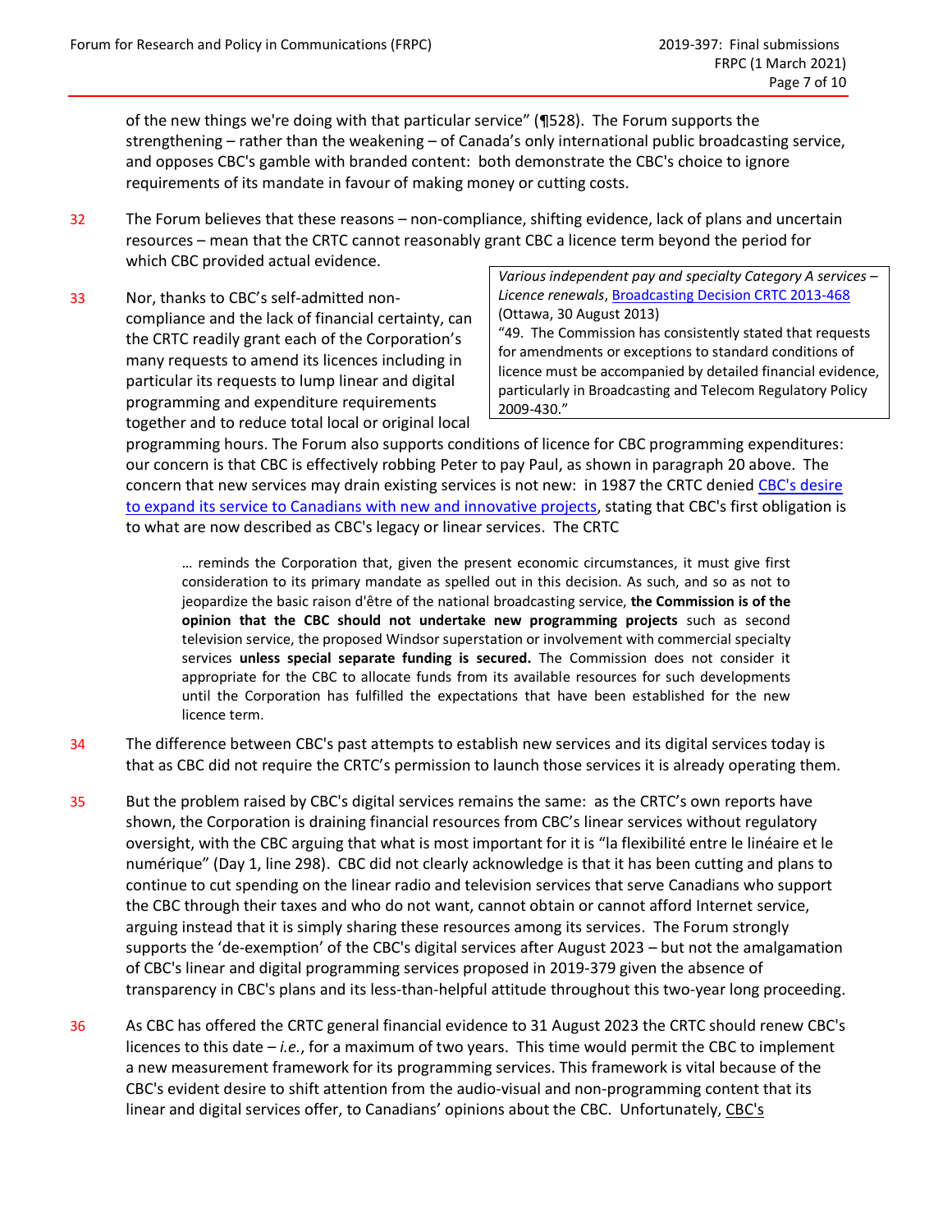of the new things we're doing with that particular service" (¶528). The Forum supports the strengthening – rather than the weakening – of Canada's only international public broadcasting service, and opposes CBC's gamble with branded content: both demonstrate the CBC's choice to ignore requirements of its mandate in favour of making money or cutting costs.

32 The Forum believes that these reasons – non-compliance, shifting evidence, lack of plans and uncertain resources – mean that the CRTC cannot reasonably grant CBC a licence term beyond the period for which CBC provided actual evidence.

> *Various independent pay and specialty Category A services – Licence renewals*, Broadcasting Decision CRTC 2013-468 (Ottawa, 30 August 2013)
> "49. The Commission has consistently stated that requests for amendments or exceptions to standard conditions of licence must be accompanied by detailed financial evidence, particularly in Broadcasting and Telecom Regulatory Policy 2009-430."

33 Nor, thanks to CBC's self-admitted non-compliance and the lack of financial certainty, can the CRTC readily grant each of the Corporation's many requests to amend its licences including in particular its requests to lump linear and digital programming and expenditure requirements together and to reduce total local or original local programming hours. The Forum also supports conditions of licence for CBC programming expenditures: our concern is that CBC is effectively robbing Peter to pay Paul, as shown in paragraph 20 above. The concern that new services may drain existing services is not new: in 1987 the CRTC denied CBC's desire to expand its service to Canadians with new and innovative projects, stating that CBC's first obligation is to what are now described as CBC's legacy or linear services. The CRTC

> … reminds the Corporation that, given the present economic circumstances, it must give first consideration to its primary mandate as spelled out in this decision. As such, and so as not to jeopardize the basic raison d'être of the national broadcasting service, **the Commission is of the opinion that the CBC should not undertake new programming projects** such as second television service, the proposed Windsor superstation or involvement with commercial specialty services **unless special separate funding is secured.** The Commission does not consider it appropriate for the CBC to allocate funds from its available resources for such developments until the Corporation has fulfilled the expectations that have been established for the new licence term.

34 The difference between CBC's past attempts to establish new services and its digital services today is that as CBC did not require the CRTC's permission to launch those services it is already operating them.

35 But the problem raised by CBC's digital services remains the same: as the CRTC's own reports have shown, the Corporation is draining financial resources from CBC's linear services without regulatory oversight, with the CBC arguing that what is most important for it is "la flexibilité entre le linéaire et le numérique" (Day 1, line 298). CBC did not clearly acknowledge is that it has been cutting and plans to continue to cut spending on the linear radio and television services that serve Canadians who support the CBC through their taxes and who do not want, cannot obtain or cannot afford Internet service, arguing instead that it is simply sharing these resources among its services. The Forum strongly supports the 'de-exemption' of the CBC's digital services after August 2023 – but not the amalgamation of CBC's linear and digital programming services proposed in 2019-379 given the absence of transparency in CBC's plans and its less-than-helpful attitude throughout this two-year long proceeding.

36 As CBC has offered the CRTC general financial evidence to 31 August 2023 the CRTC should renew CBC's licences to this date – *i.e.*, for a maximum of two years. This time would permit the CBC to implement a new measurement framework for its programming services. This framework is vital because of the CBC's evident desire to shift attention from the audio-visual and non-programming content that its linear and digital services offer, to Canadians' opinions about the CBC. Unfortunately, CBC's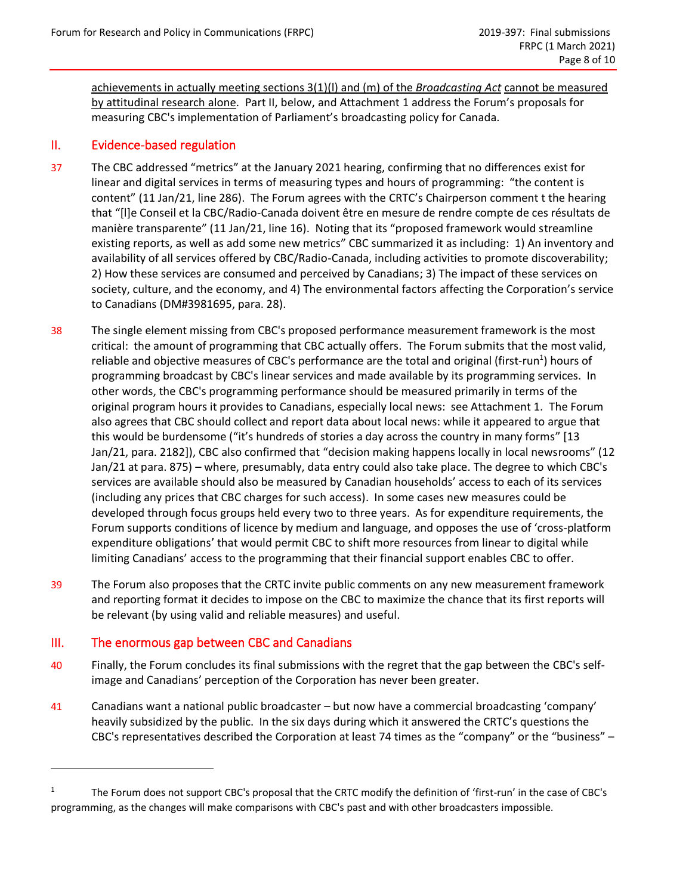achievements in actually meeting sections 3(1)(l) and (m) of the *Broadcasting Act* cannot be measured by attitudinal research alone. Part II, below, and Attachment 1 address the Forum's proposals for measuring CBC's implementation of Parliament's broadcasting policy for Canada.

## II. Evidence-based regulation

37 The CBC addressed "metrics" at the January 2021 hearing, confirming that no differences exist for linear and digital services in terms of measuring types and hours of programming: "the content is content" (11 Jan/21, line 286). The Forum agrees with the CRTC's Chairperson comment t the hearing that "[l]e Conseil et la CBC/Radio-Canada doivent être en mesure de rendre compte de ces résultats de manière transparente" (11 Jan/21, line 16). Noting that its "proposed framework would streamline existing reports, as well as add some new metrics" CBC summarized it as including: 1) An inventory and availability of all services offered by CBC/Radio-Canada, including activities to promote discoverability; 2) How these services are consumed and perceived by Canadians; 3) The impact of these services on society, culture, and the economy, and 4) The environmental factors affecting the Corporation's service to Canadians (DM#3981695, para. 28).

38 The single element missing from CBC's proposed performance measurement framework is the most critical: the amount of programming that CBC actually offers. The Forum submits that the most valid, reliable and objective measures of CBC's performance are the total and original (first-run[1]) hours of programming broadcast by CBC's linear services and made available by its programming services. In other words, the CBC's programming performance should be measured primarily in terms of the original program hours it provides to Canadians, especially local news: see Attachment 1. The Forum also agrees that CBC should collect and report data about local news: while it appeared to argue that this would be burdensome ("it's hundreds of stories a day across the country in many forms" [13 Jan/21, para. 2182]), CBC also confirmed that "decision making happens locally in local newsrooms" (12 Jan/21 at para. 875) – where, presumably, data entry could also take place. The degree to which CBC's services are available should also be measured by Canadian households' access to each of its services (including any prices that CBC charges for such access). In some cases new measures could be developed through focus groups held every two to three years. As for expenditure requirements, the Forum supports conditions of licence by medium and language, and opposes the use of 'cross-platform expenditure obligations' that would permit CBC to shift more resources from linear to digital while limiting Canadians' access to the programming that their financial support enables CBC to offer.

39 The Forum also proposes that the CRTC invite public comments on any new measurement framework and reporting format it decides to impose on the CBC to maximize the chance that its first reports will be relevant (by using valid and reliable measures) and useful.

## III. The enormous gap between CBC and Canadians

40 Finally, the Forum concludes its final submissions with the regret that the gap between the CBC's self-image and Canadians' perception of the Corporation has never been greater.

41 Canadians want a national public broadcaster – but now have a commercial broadcasting 'company' heavily subsidized by the public. In the six days during which it answered the CRTC's questions the CBC's representatives described the Corporation at least 74 times as the "company" or the "business" –

---

[1] The Forum does not support CBC's proposal that the CRTC modify the definition of 'first-run' in the case of CBC's programming, as the changes will make comparisons with CBC's past and with other broadcasters impossible.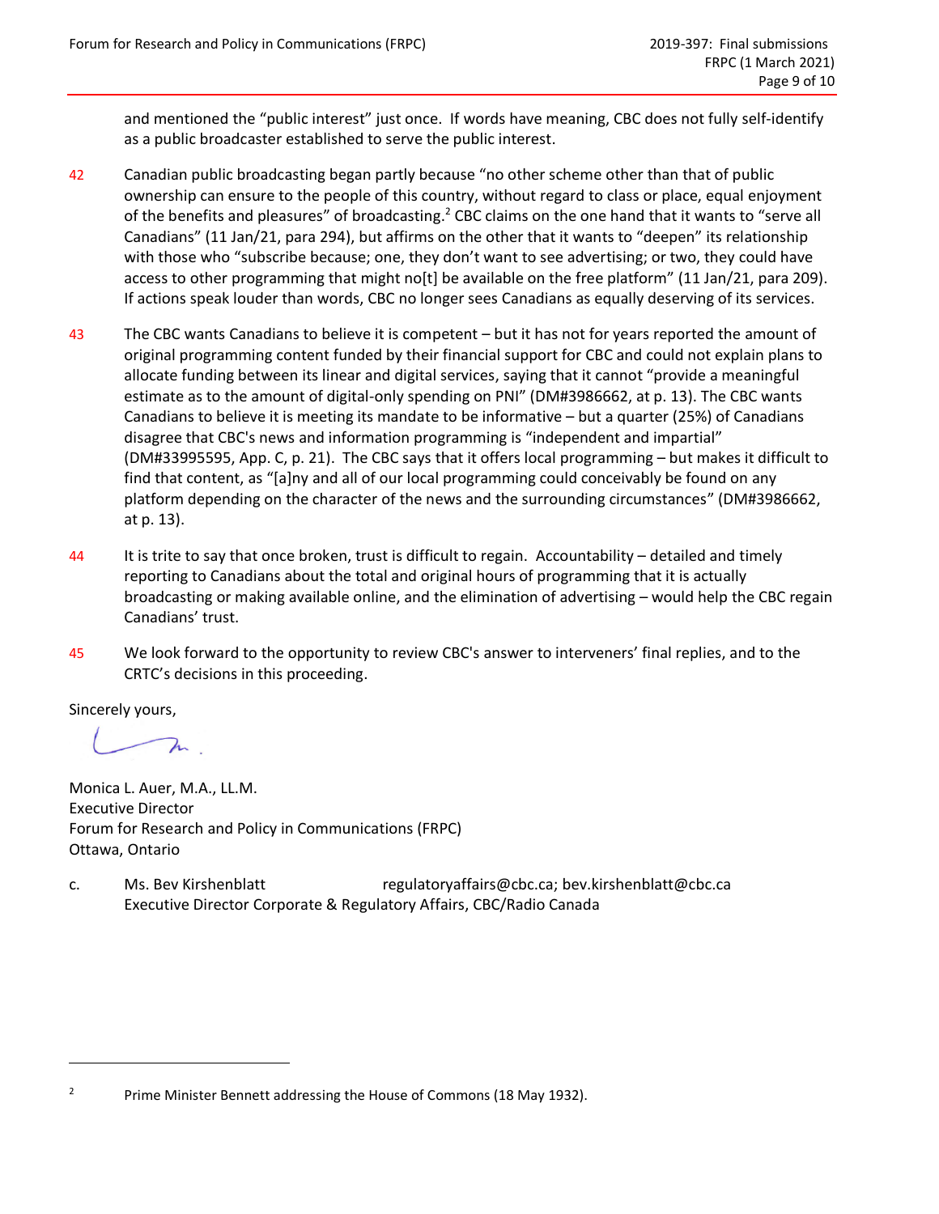and mentioned the "public interest" just once. If words have meaning, CBC does not fully self-identify as a public broadcaster established to serve the public interest.

42 Canadian public broadcasting began partly because "no other scheme other than that of public ownership can ensure to the people of this country, without regard to class or place, equal enjoyment of the benefits and pleasures" of broadcasting.[2] CBC claims on the one hand that it wants to "serve all Canadians" (11 Jan/21, para 294), but affirms on the other that it wants to "deepen" its relationship with those who "subscribe because; one, they don't want to see advertising; or two, they could have access to other programming that might no[t] be available on the free platform" (11 Jan/21, para 209). If actions speak louder than words, CBC no longer sees Canadians as equally deserving of its services.

43 The CBC wants Canadians to believe it is competent – but it has not for years reported the amount of original programming content funded by their financial support for CBC and could not explain plans to allocate funding between its linear and digital services, saying that it cannot "provide a meaningful estimate as to the amount of digital-only spending on PNI" (DM#3986662, at p. 13). The CBC wants Canadians to believe it is meeting its mandate to be informative – but a quarter (25%) of Canadians disagree that CBC's news and information programming is "independent and impartial" (DM#33995595, App. C, p. 21). The CBC says that it offers local programming – but makes it difficult to find that content, as "[a]ny and all of our local programming could conceivably be found on any platform depending on the character of the news and the surrounding circumstances" (DM#3986662, at p. 13).

44 It is trite to say that once broken, trust is difficult to regain. Accountability – detailed and timely reporting to Canadians about the total and original hours of programming that it is actually broadcasting or making available online, and the elimination of advertising – would help the CBC regain Canadians' trust.

45 We look forward to the opportunity to review CBC's answer to interveners' final replies, and to the CRTC's decisions in this proceeding.

Sincerely yours,

Monica L. Auer, M.A., LL.M.  
Executive Director  
Forum for Research and Policy in Communications (FRPC)  
Ottawa, Ontario

c. Ms. Bev Kirshenblatt regulatoryaffairs@cbc.ca; bev.kirshenblatt@cbc.ca  
Executive Director Corporate & Regulatory Affairs, CBC/Radio Canada

---

[2] Prime Minister Bennett addressing the House of Commons (18 May 1932).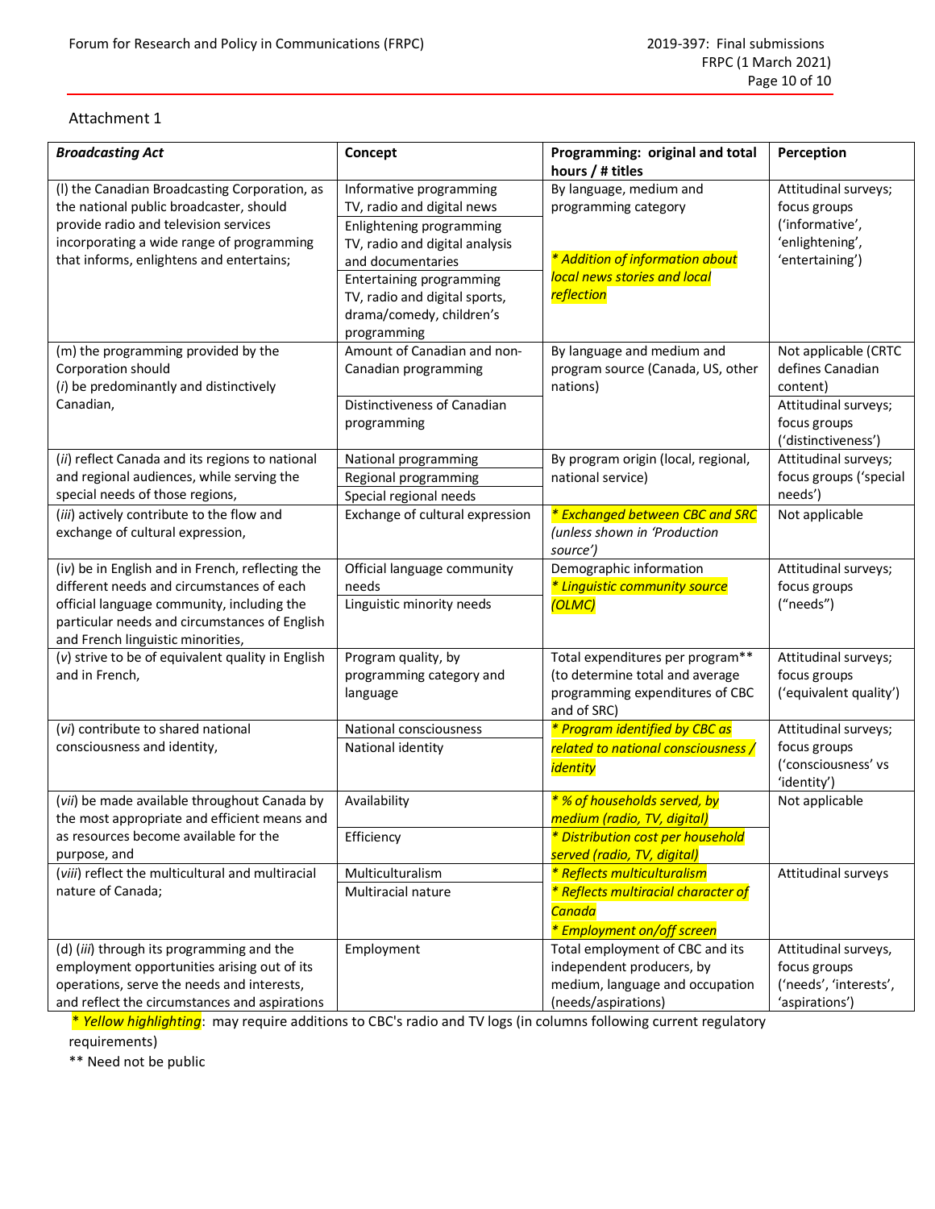Attachment 1

| *Broadcasting Act* | Concept | Programming: original and total hours / # titles | Perception |
|---|---|---|---|
| (l) the Canadian Broadcasting Corporation, as the national public broadcaster, should provide radio and television services incorporating a wide range of programming that informs, enlightens and entertains; | Informative programming TV, radio and digital news | By language, medium and programming category | Attitudinal surveys; focus groups ('informative', 'enlightening', 'entertaining') |
| | Enlightening programming TV, radio and digital analysis and documentaries | *\* Addition of information about local news stories and local reflection* | |
| | Entertaining programming TV, radio and digital sports, drama/comedy, children's programming | | |
| (m) the programming provided by the Corporation should (*i*) be predominantly and distinctively Canadian, | Amount of Canadian and non-Canadian programming | By language and medium and program source (Canada, US, other nations) | Not applicable (CRTC defines Canadian content) |
| | Distinctiveness of Canadian programming | | Attitudinal surveys; focus groups ('distinctiveness') |
| (*ii*) reflect Canada and its regions to national and regional audiences, while serving the special needs of those regions, | National programming | By program origin (local, regional, national service) | Attitudinal surveys; focus groups ('special needs') |
| | Regional programming | | |
| | Special regional needs | | |
| (*iii*) actively contribute to the flow and exchange of cultural expression, | Exchange of cultural expression | *\* Exchanged between CBC and SRC (unless shown in 'Production source')* | Not applicable |
| (*iv*) be in English and in French, reflecting the different needs and circumstances of each official language community, including the particular needs and circumstances of English and French linguistic minorities, | Official language community needs | Demographic information *\* Linguistic community source (OLMC)* | Attitudinal surveys; focus groups ("needs") |
| | Linguistic minority needs | | |
| (*v*) strive to be of equivalent quality in English and in French, | Program quality, by programming category and language | Total expenditures per program** (to determine total and average programming expenditures of CBC and of SRC) | Attitudinal surveys; focus groups ('equivalent quality') |
| (*vi*) contribute to shared national consciousness and identity, | National consciousness | *\* Program identified by CBC as related to national consciousness / identity* | Attitudinal surveys; focus groups ('consciousness' vs 'identity') |
| | National identity | | |
| (*vii*) be made available throughout Canada by the most appropriate and efficient means and as resources become available for the purpose, and | Availability | *\* % of households served, by medium (radio, TV, digital)* | Not applicable |
| | Efficiency | *\* Distribution cost per household served (radio, TV, digital)* | |
| (*viii*) reflect the multicultural and multiracial nature of Canada; | Multiculturalism | *\* Reflects multiculturalism* | Attitudinal surveys |
| | Multiracial nature | *\* Reflects multiracial character of Canada* *\* Employment on/off screen* | |
| (d) (*iii*) through its programming and the employment opportunities arising out of its operations, serve the needs and interests, and reflect the circumstances and aspirations | Employment | Total employment of CBC and its independent producers, by medium, language and occupation (needs/aspirations) | Attitudinal surveys, focus groups ('needs', 'interests', 'aspirations') |

*\* Yellow highlighting*: may require additions to CBC's radio and TV logs (in columns following current regulatory requirements)

** Need not be public